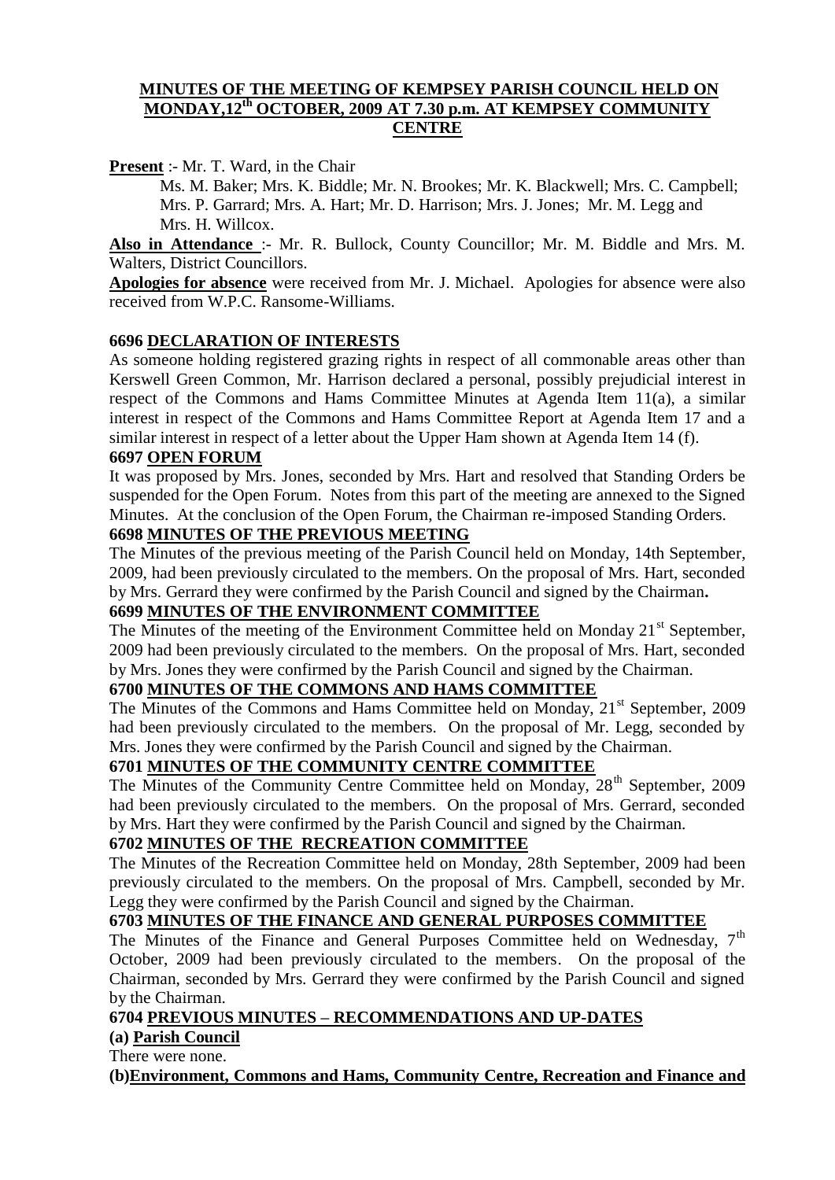# MINUTES OF THE MEETING OF KEMPSEY PARISH COUNCIL HELD ON MONDAY,12th OCTOBER, 2009 AT 7.30 p.m. AT KEMPSEY COMMUNITY CENTRE

**Present** :- Mr. T. Ward, in the Chair

Ms. M. Baker; Mrs. K. Biddle; Mr. N. Brookes; Mr. K. Blackwell; Mrs. C. Campbell; Mrs. P. Garrard; Mrs. A. Hart; Mr. D. Harrison; Mrs. J. Jones; Mr. M. Legg and Mrs. H. Willcox.

**Also in Attendance** :- Mr. R. Bullock, County Councillor; Mr. M. Biddle and Mrs. M. Walters, District Councillors.

**Apologies for absence** were received from Mr. J. Michael. Apologies for absence were also received from W.P.C. Ransome-Williams.

## 6696 DECLARATION OF INTERESTS

As someone holding registered grazing rights in respect of all commonable areas other than Kerswell Green Common, Mr. Harrison declared a personal, possibly prejudicial interest in respect of the Commons and Hams Committee Minutes at Agenda Item 11(a), a similar interest in respect of the Commons and Hams Committee Report at Agenda Item 17 and a similar interest in respect of a letter about the Upper Ham shown at Agenda Item 14 (f).

## 6697 OPEN FORUM

It was proposed by Mrs. Jones, seconded by Mrs. Hart and resolved that Standing Orders be suspended for the Open Forum. Notes from this part of the meeting are annexed to the Signed Minutes. At the conclusion of the Open Forum, the Chairman re-imposed Standing Orders.

## 6698 MINUTES OF THE PREVIOUS MEETING

The Minutes of the previous meeting of the Parish Council held on Monday, 14th September, 2009, had been previously circulated to the members. On the proposal of Mrs. Hart, seconded by Mrs. Gerrard they were confirmed by the Parish Council and signed by the Chairman**.**

## 6699 MINUTES OF THE ENVIRONMENT COMMITTEE

The Minutes of the meeting of the Environment Committee held on Monday 21st September, 2009 had been previously circulated to the members. On the proposal of Mrs. Hart, seconded by Mrs. Jones they were confirmed by the Parish Council and signed by the Chairman.

## 6700 MINUTES OF THE COMMONS AND HAMS COMMITTEE

The Minutes of the Commons and Hams Committee held on Monday, 21st September, 2009 had been previously circulated to the members. On the proposal of Mr. Legg, seconded by Mrs. Jones they were confirmed by the Parish Council and signed by the Chairman.

## 6701 MINUTES OF THE COMMUNITY CENTRE COMMITTEE

The Minutes of the Community Centre Committee held on Monday, 28th September, 2009 had been previously circulated to the members. On the proposal of Mrs. Gerrard, seconded by Mrs. Hart they were confirmed by the Parish Council and signed by the Chairman.

## 6702 MINUTES OF THE RECREATION COMMITTEE

The Minutes of the Recreation Committee held on Monday, 28th September, 2009 had been previously circulated to the members. On the proposal of Mrs. Campbell, seconded by Mr. Legg they were confirmed by the Parish Council and signed by the Chairman.

## 6703 MINUTES OF THE FINANCE AND GENERAL PURPOSES COMMITTEE

The Minutes of the Finance and General Purposes Committee held on Wednesday, 7th October, 2009 had been previously circulated to the members. On the proposal of the Chairman, seconded by Mrs. Gerrard they were confirmed by the Parish Council and signed by the Chairman.

## 6704 PREVIOUS MINUTES – RECOMMENDATIONS AND UP-DATES

**(a) Parish Council**

There were none.

**(b)Environment, Commons and Hams, Community Centre, Recreation and Finance and**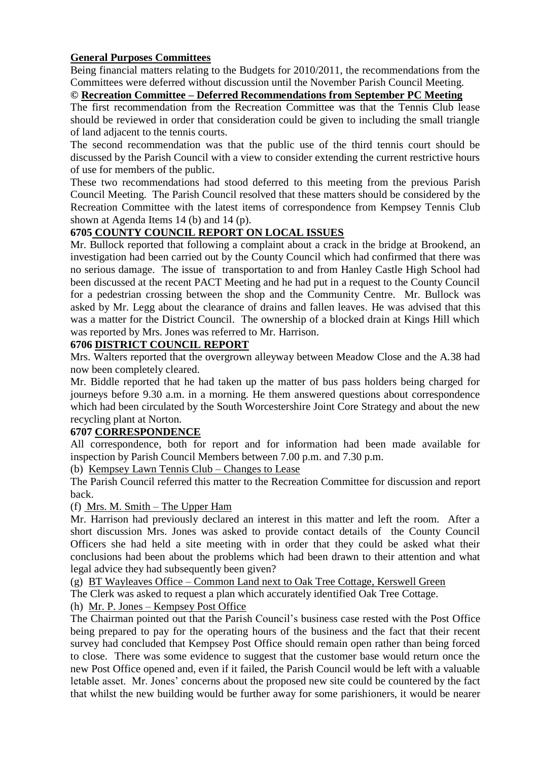**General Purposes Committees**

Being financial matters relating to the Budgets for 2010/2011, the recommendations from the Committees were deferred without discussion until the November Parish Council Meeting.

**© Recreation Committee – Deferred Recommendations from September PC Meeting**

The first recommendation from the Recreation Committee was that the Tennis Club lease should be reviewed in order that consideration could be given to including the small triangle of land adjacent to the tennis courts.

The second recommendation was that the public use of the third tennis court should be discussed by the Parish Council with a view to consider extending the current restrictive hours of use for members of the public.

These two recommendations had stood deferred to this meeting from the previous Parish Council Meeting. The Parish Council resolved that these matters should be considered by the Recreation Committee with the latest items of correspondence from Kempsey Tennis Club shown at Agenda Items 14 (b) and 14 (p).

**6705 COUNTY COUNCIL REPORT ON LOCAL ISSUES**

Mr. Bullock reported that following a complaint about a crack in the bridge at Brookend, an investigation had been carried out by the County Council which had confirmed that there was no serious damage. The issue of transportation to and from Hanley Castle High School had been discussed at the recent PACT Meeting and he had put in a request to the County Council for a pedestrian crossing between the shop and the Community Centre. Mr. Bullock was asked by Mr. Legg about the clearance of drains and fallen leaves. He was advised that this was a matter for the District Council. The ownership of a blocked drain at Kings Hill which was reported by Mrs. Jones was referred to Mr. Harrison.

**6706 DISTRICT COUNCIL REPORT**

Mrs. Walters reported that the overgrown alleyway between Meadow Close and the A.38 had now been completely cleared.

Mr. Biddle reported that he had taken up the matter of bus pass holders being charged for journeys before 9.30 a.m. in a morning. He them answered questions about correspondence which had been circulated by the South Worcestershire Joint Core Strategy and about the new recycling plant at Norton.

**6707 CORRESPONDENCE**

All correspondence, both for report and for information had been made available for inspection by Parish Council Members between 7.00 p.m. and 7.30 p.m.

(b) Kempsey Lawn Tennis Club – Changes to Lease

The Parish Council referred this matter to the Recreation Committee for discussion and report back.

(f) Mrs. M. Smith – The Upper Ham

Mr. Harrison had previously declared an interest in this matter and left the room. After a short discussion Mrs. Jones was asked to provide contact details of the County Council Officers she had held a site meeting with in order that they could be asked what their conclusions had been about the problems which had been drawn to their attention and what legal advice they had subsequently been given?

(g) BT Wayleaves Office – Common Land next to Oak Tree Cottage, Kerswell Green

The Clerk was asked to request a plan which accurately identified Oak Tree Cottage.

(h) Mr. P. Jones – Kempsey Post Office

The Chairman pointed out that the Parish Council's business case rested with the Post Office being prepared to pay for the operating hours of the business and the fact that their recent survey had concluded that Kempsey Post Office should remain open rather than being forced to close. There was some evidence to suggest that the customer base would return once the new Post Office opened and, even if it failed, the Parish Council would be left with a valuable letable asset. Mr. Jones' concerns about the proposed new site could be countered by the fact that whilst the new building would be further away for some parishioners, it would be nearer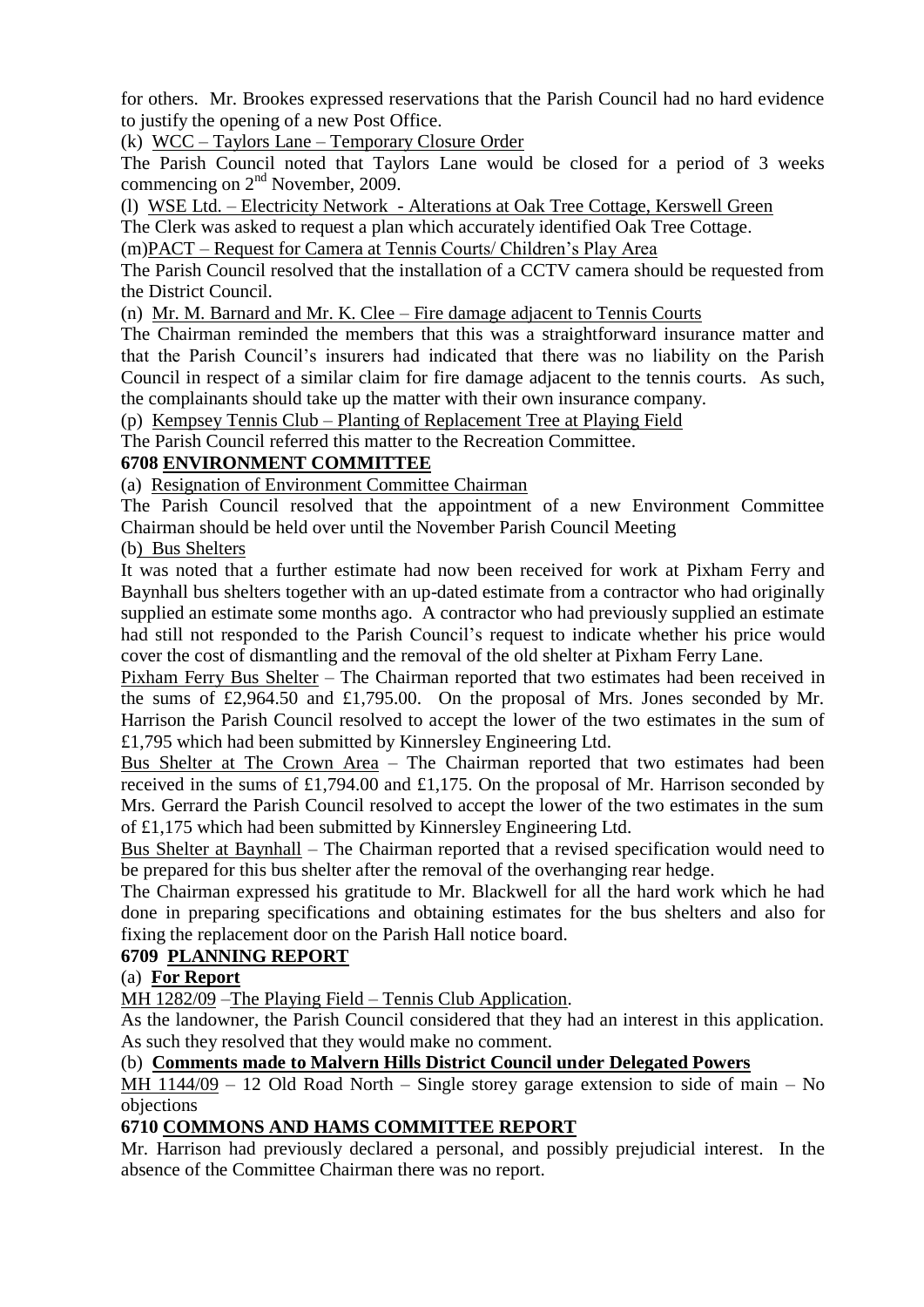for others. Mr. Brookes expressed reservations that the Parish Council had no hard evidence to justify the opening of a new Post Office.

(k) WCC – Taylors Lane – Temporary Closure Order

The Parish Council noted that Taylors Lane would be closed for a period of 3 weeks commencing on 2nd November, 2009.

(l) WSE Ltd. – Electricity Network - Alterations at Oak Tree Cottage, Kerswell Green

The Clerk was asked to request a plan which accurately identified Oak Tree Cottage.

(m) PACT – Request for Camera at Tennis Courts/ Children's Play Area

The Parish Council resolved that the installation of a CCTV camera should be requested from the District Council.

(n) Mr. M. Barnard and Mr. K. Clee – Fire damage adjacent to Tennis Courts

The Chairman reminded the members that this was a straightforward insurance matter and that the Parish Council's insurers had indicated that there was no liability on the Parish Council in respect of a similar claim for fire damage adjacent to the tennis courts. As such, the complainants should take up the matter with their own insurance company.

(p) Kempsey Tennis Club – Planting of Replacement Tree at Playing Field

The Parish Council referred this matter to the Recreation Committee.

## 6708 ENVIRONMENT COMMITTEE

(a) Resignation of Environment Committee Chairman

The Parish Council resolved that the appointment of a new Environment Committee Chairman should be held over until the November Parish Council Meeting

(b) Bus Shelters

It was noted that a further estimate had now been received for work at Pixham Ferry and Baynhall bus shelters together with an up-dated estimate from a contractor who had originally supplied an estimate some months ago. A contractor who had previously supplied an estimate had still not responded to the Parish Council's request to indicate whether his price would cover the cost of dismantling and the removal of the old shelter at Pixham Ferry Lane.

Pixham Ferry Bus Shelter – The Chairman reported that two estimates had been received in the sums of £2,964.50 and £1,795.00. On the proposal of Mrs. Jones seconded by Mr. Harrison the Parish Council resolved to accept the lower of the two estimates in the sum of £1,795 which had been submitted by Kinnersley Engineering Ltd.

Bus Shelter at The Crown Area – The Chairman reported that two estimates had been received in the sums of £1,794.00 and £1,175. On the proposal of Mr. Harrison seconded by Mrs. Gerrard the Parish Council resolved to accept the lower of the two estimates in the sum of £1,175 which had been submitted by Kinnersley Engineering Ltd.

Bus Shelter at Baynhall – The Chairman reported that a revised specification would need to be prepared for this bus shelter after the removal of the overhanging rear hedge.

The Chairman expressed his gratitude to Mr. Blackwell for all the hard work which he had done in preparing specifications and obtaining estimates for the bus shelters and also for fixing the replacement door on the Parish Hall notice board.

## 6709 PLANNING REPORT

(a) **For Report**

MH 1282/09 – The Playing Field – Tennis Club Application.

As the landowner, the Parish Council considered that they had an interest in this application. As such they resolved that they would make no comment.

(b) **Comments made to Malvern Hills District Council under Delegated Powers**

MH 1144/09 – 12 Old Road North – Single storey garage extension to side of main – No objections

## 6710 COMMONS AND HAMS COMMITTEE REPORT

Mr. Harrison had previously declared a personal, and possibly prejudicial interest. In the absence of the Committee Chairman there was no report.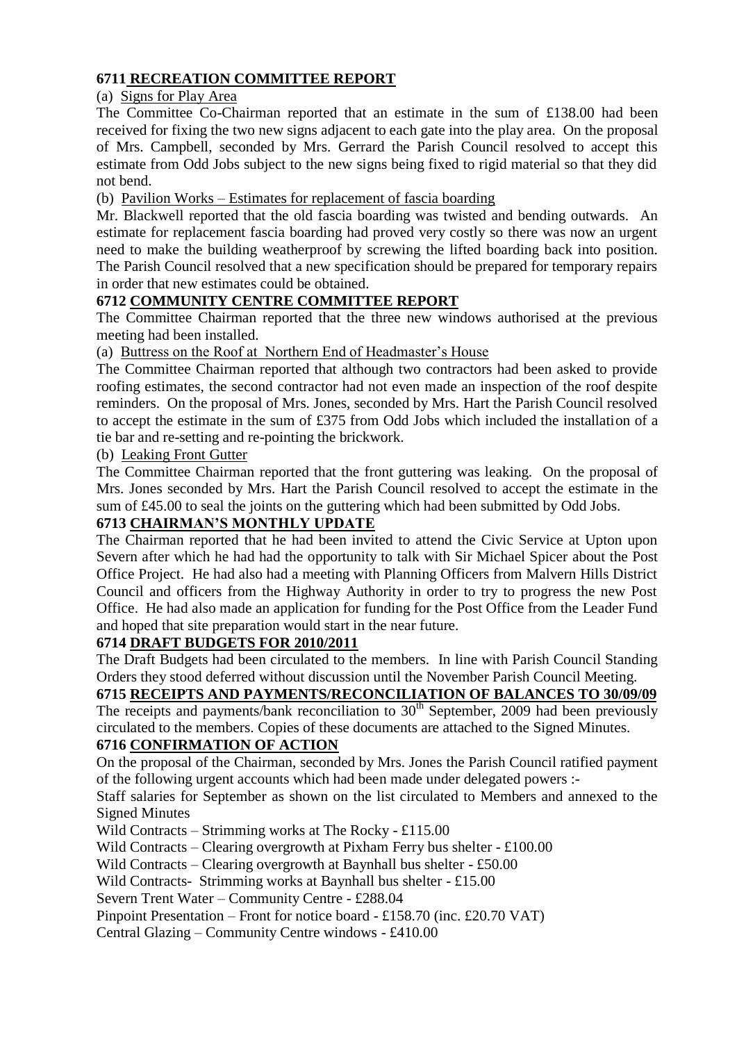## 6711 RECREATION COMMITTEE REPORT

(a) Signs for Play Area

The Committee Co-Chairman reported that an estimate in the sum of £138.00 had been received for fixing the two new signs adjacent to each gate into the play area. On the proposal of Mrs. Campbell, seconded by Mrs. Gerrard the Parish Council resolved to accept this estimate from Odd Jobs subject to the new signs being fixed to rigid material so that they did not bend.

(b) Pavilion Works – Estimates for replacement of fascia boarding

Mr. Blackwell reported that the old fascia boarding was twisted and bending outwards. An estimate for replacement fascia boarding had proved very costly so there was now an urgent need to make the building weatherproof by screwing the lifted boarding back into position. The Parish Council resolved that a new specification should be prepared for temporary repairs in order that new estimates could be obtained.

## 6712 COMMUNITY CENTRE COMMITTEE REPORT

The Committee Chairman reported that the three new windows authorised at the previous meeting had been installed.

(a) Buttress on the Roof at Northern End of Headmaster's House

The Committee Chairman reported that although two contractors had been asked to provide roofing estimates, the second contractor had not even made an inspection of the roof despite reminders. On the proposal of Mrs. Jones, seconded by Mrs. Hart the Parish Council resolved to accept the estimate in the sum of £375 from Odd Jobs which included the installation of a tie bar and re-setting and re-pointing the brickwork.

(b) Leaking Front Gutter

The Committee Chairman reported that the front guttering was leaking. On the proposal of Mrs. Jones seconded by Mrs. Hart the Parish Council resolved to accept the estimate in the sum of £45.00 to seal the joints on the guttering which had been submitted by Odd Jobs.

## 6713 CHAIRMAN'S MONTHLY UPDATE

The Chairman reported that he had been invited to attend the Civic Service at Upton upon Severn after which he had had the opportunity to talk with Sir Michael Spicer about the Post Office Project. He had also had a meeting with Planning Officers from Malvern Hills District Council and officers from the Highway Authority in order to try to progress the new Post Office. He had also made an application for funding for the Post Office from the Leader Fund and hoped that site preparation would start in the near future.

## 6714 DRAFT BUDGETS FOR 2010/2011

The Draft Budgets had been circulated to the members. In line with Parish Council Standing Orders they stood deferred without discussion until the November Parish Council Meeting.

## 6715 RECEIPTS AND PAYMENTS/RECONCILIATION OF BALANCES TO 30/09/09

The receipts and payments/bank reconciliation to 30th September, 2009 had been previously circulated to the members. Copies of these documents are attached to the Signed Minutes.

## 6716 CONFIRMATION OF ACTION

On the proposal of the Chairman, seconded by Mrs. Jones the Parish Council ratified payment of the following urgent accounts which had been made under delegated powers :-

Staff salaries for September as shown on the list circulated to Members and annexed to the Signed Minutes

Wild Contracts – Strimming works at The Rocky - £115.00

Wild Contracts – Clearing overgrowth at Pixham Ferry bus shelter - £100.00

Wild Contracts – Clearing overgrowth at Baynhall bus shelter - £50.00

Wild Contracts- Strimming works at Baynhall bus shelter - £15.00

Severn Trent Water – Community Centre - £288.04

Pinpoint Presentation – Front for notice board - £158.70 (inc. £20.70 VAT)

Central Glazing – Community Centre windows - £410.00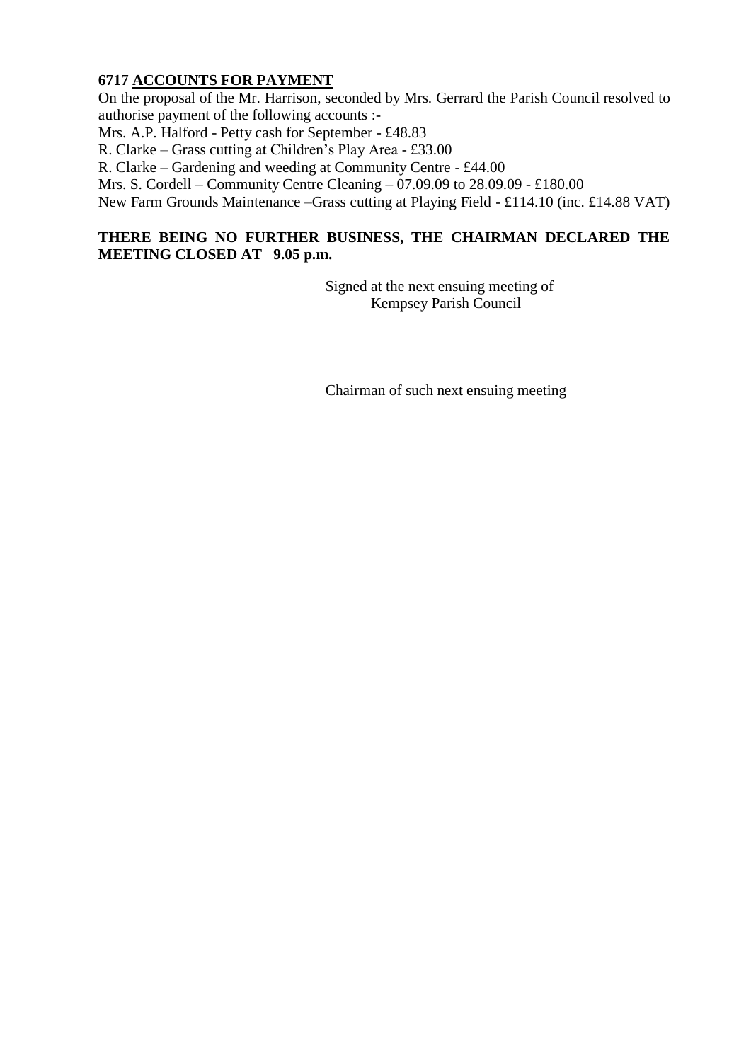**6717 <u>ACCOUNTS FOR PAYMENT</u>**

On the proposal of the Mr. Harrison, seconded by Mrs. Gerrard the Parish Council resolved to authorise payment of the following accounts :-

Mrs. A.P. Halford - Petty cash for September - £48.83

R. Clarke – Grass cutting at Children's Play Area - £33.00

R. Clarke – Gardening and weeding at Community Centre - £44.00

Mrs. S. Cordell – Community Centre Cleaning – 07.09.09 to 28.09.09 - £180.00

New Farm Grounds Maintenance –Grass cutting at Playing Field - £114.10 (inc. £14.88 VAT)

**THERE BEING NO FURTHER BUSINESS, THE CHAIRMAN DECLARED THE MEETING CLOSED AT 9.05 p.m.**

Signed at the next ensuing meeting of
Kempsey Parish Council

Chairman of such next ensuing meeting